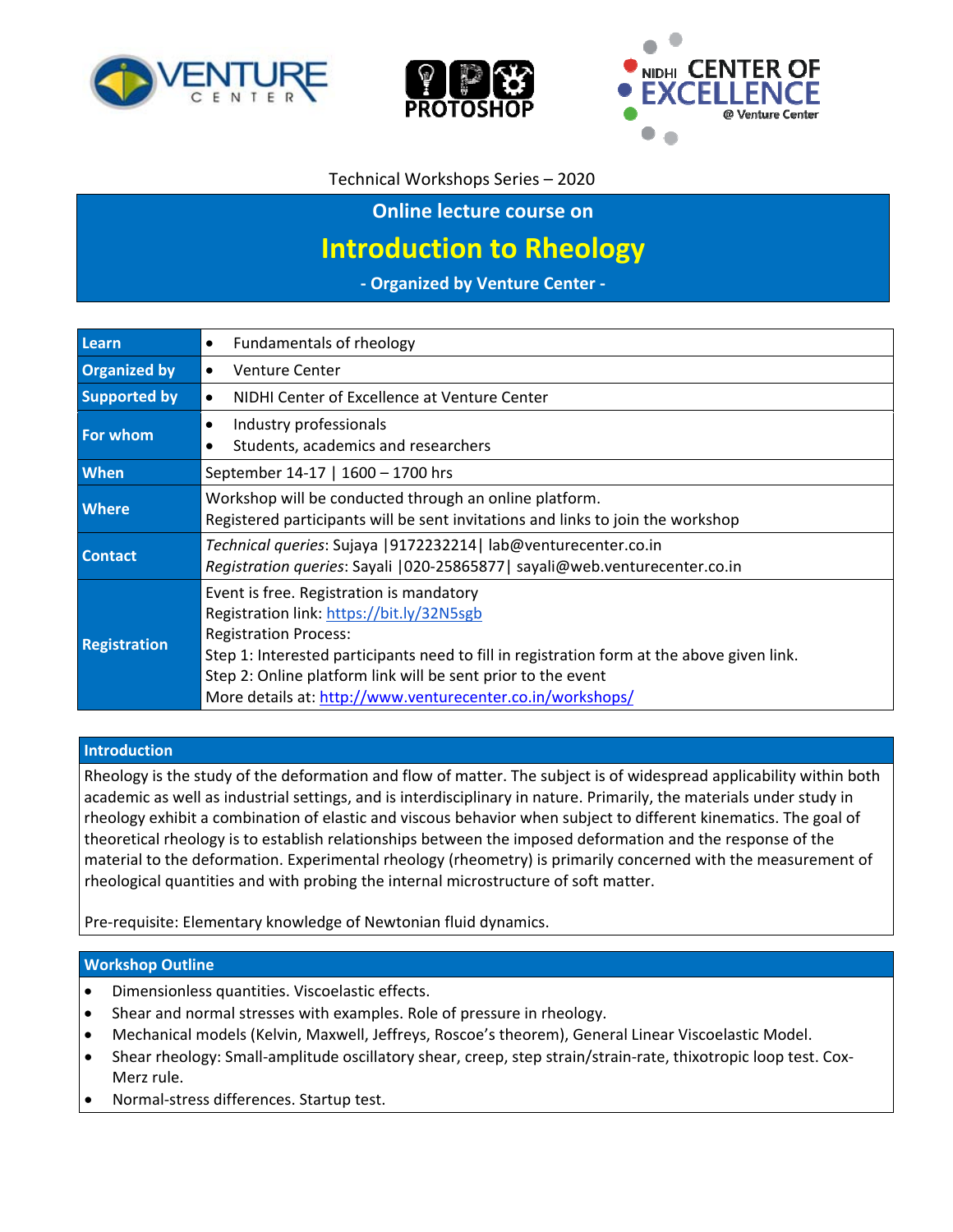Technical Workshops Series – 2020

# Online lecture course on

# Introduction to Rheology

**- Organized by Venture Center -**

| | |
|---|---|
| **Learn** | • Fundamentals of rheology |
| **Organized by** | • Venture Center |
| **Supported by** | • NIDHI Center of Excellence at Venture Center |
| **For whom** | • Industry professionals<br>• Students, academics and researchers |
| **When** | September 14-17 \| 1600 – 1700 hrs |
| **Where** | Workshop will be conducted through an online platform.<br>Registered participants will be sent invitations and links to join the workshop |
| **Contact** | *Technical queries*: Sujaya \|9172232214\| lab@venturecenter.co.in<br>*Registration queries*: Sayali \|020-25865877\| sayali@web.venturecenter.co.in |
| **Registration** | Event is free. Registration is mandatory<br>Registration link: https://bit.ly/32N5sgb<br>Registration Process:<br>Step 1: Interested participants need to fill in registration form at the above given link.<br>Step 2: Online platform link will be sent prior to the event<br>More details at: http://www.venturecenter.co.in/workshops/ |

## Introduction

Rheology is the study of the deformation and flow of matter. The subject is of widespread applicability within both academic as well as industrial settings, and is interdisciplinary in nature. Primarily, the materials under study in rheology exhibit a combination of elastic and viscous behavior when subject to different kinematics. The goal of theoretical rheology is to establish relationships between the imposed deformation and the response of the material to the deformation. Experimental rheology (rheometry) is primarily concerned with the measurement of rheological quantities and with probing the internal microstructure of soft matter.

Pre-requisite: Elementary knowledge of Newtonian fluid dynamics.

## Workshop Outline

- Dimensionless quantities. Viscoelastic effects.
- Shear and normal stresses with examples. Role of pressure in rheology.
- Mechanical models (Kelvin, Maxwell, Jeffreys, Roscoe's theorem), General Linear Viscoelastic Model.
- Shear rheology: Small-amplitude oscillatory shear, creep, step strain/strain-rate, thixotropic loop test. Cox-Merz rule.
- Normal-stress differences. Startup test.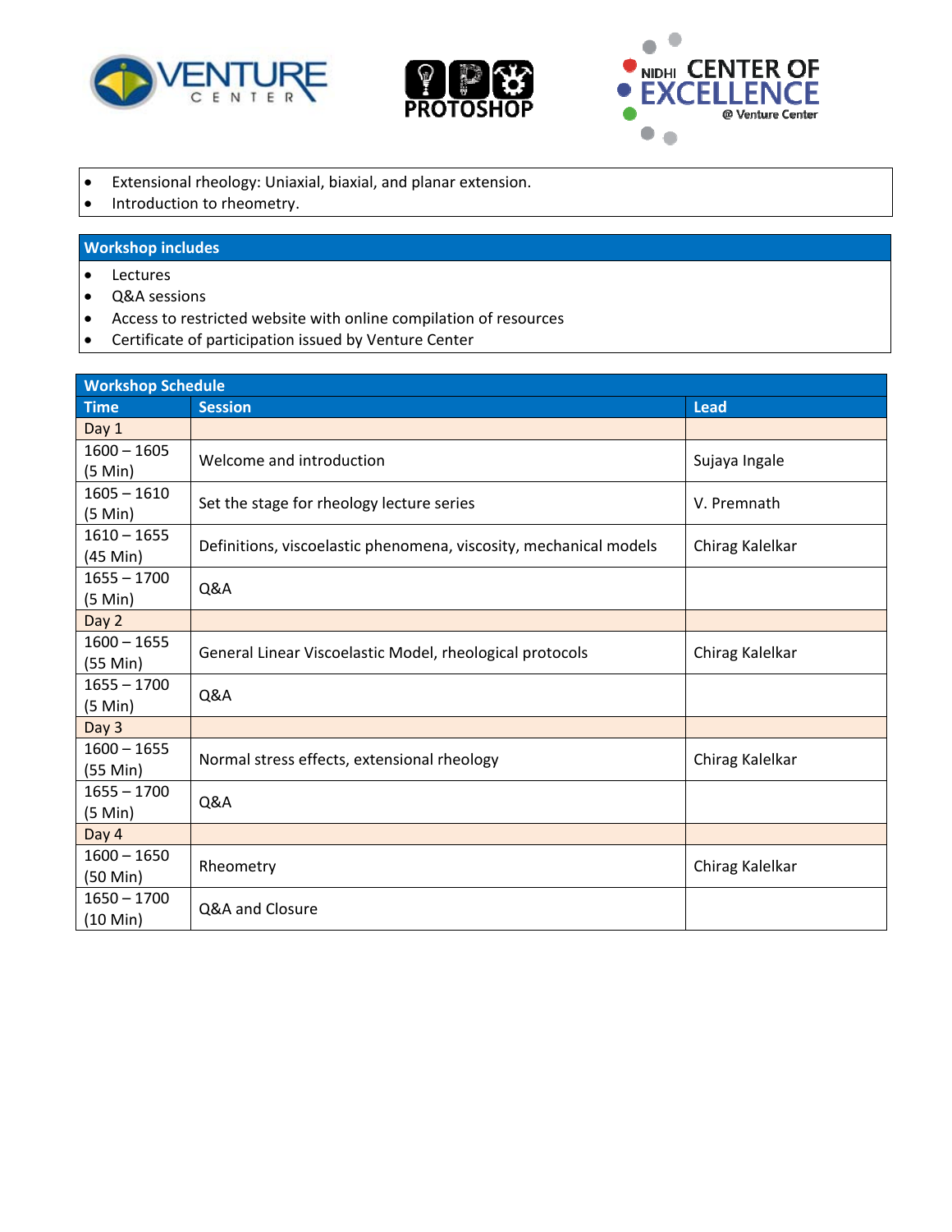- Extensional rheology: Uniaxial, biaxial, and planar extension.
- Introduction to rheometry.

## Workshop includes

- Lectures
- Q&A sessions
- Access to restricted website with online compilation of resources
- Certificate of participation issued by Venture Center

## Workshop Schedule

| Time | Session | Lead |
|---|---|---|
| Day 1 | | |
| 1600 – 1605 (5 Min) | Welcome and introduction | Sujaya Ingale |
| 1605 – 1610 (5 Min) | Set the stage for rheology lecture series | V. Premnath |
| 1610 – 1655 (45 Min) | Definitions, viscoelastic phenomena, viscosity, mechanical models | Chirag Kalelkar |
| 1655 – 1700 (5 Min) | Q&A | |
| Day 2 | | |
| 1600 – 1655 (55 Min) | General Linear Viscoelastic Model, rheological protocols | Chirag Kalelkar |
| 1655 – 1700 (5 Min) | Q&A | |
| Day 3 | | |
| 1600 – 1655 (55 Min) | Normal stress effects, extensional rheology | Chirag Kalelkar |
| 1655 – 1700 (5 Min) | Q&A | |
| Day 4 | | |
| 1600 – 1650 (50 Min) | Rheometry | Chirag Kalelkar |
| 1650 – 1700 (10 Min) | Q&A and Closure | |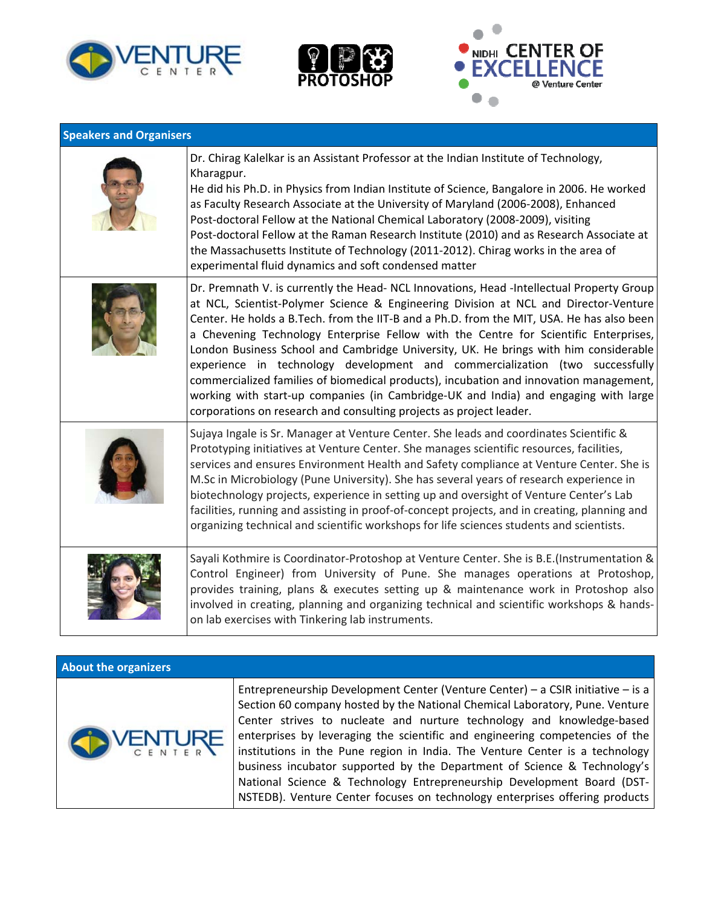## Speakers and Organisers

| | |
|---|---|
| | Dr. Chirag Kalelkar is an Assistant Professor at the Indian Institute of Technology, Kharagpur. He did his Ph.D. in Physics from Indian Institute of Science, Bangalore in 2006. He worked as Faculty Research Associate at the University of Maryland (2006-2008), Enhanced Post-doctoral Fellow at the National Chemical Laboratory (2008-2009), visiting Post-doctoral Fellow at the Raman Research Institute (2010) and as Research Associate at the Massachusetts Institute of Technology (2011-2012). Chirag works in the area of experimental fluid dynamics and soft condensed matter |
| | Dr. Premnath V. is currently the Head- NCL Innovations, Head -Intellectual Property Group at NCL, Scientist-Polymer Science & Engineering Division at NCL and Director-Venture Center. He holds a B.Tech. from the IIT-B and a Ph.D. from the MIT, USA. He has also been a Chevening Technology Enterprise Fellow with the Centre for Scientific Enterprises, London Business School and Cambridge University, UK. He brings with him considerable experience in technology development and commercialization (two successfully commercialized families of biomedical products), incubation and innovation management, working with start-up companies (in Cambridge-UK and India) and engaging with large corporations on research and consulting projects as project leader. |
| | Sujaya Ingale is Sr. Manager at Venture Center. She leads and coordinates Scientific & Prototyping initiatives at Venture Center. She manages scientific resources, facilities, services and ensures Environment Health and Safety compliance at Venture Center. She is M.Sc in Microbiology (Pune University). She has several years of research experience in biotechnology projects, experience in setting up and oversight of Venture Center's Lab facilities, running and assisting in proof-of-concept projects, and in creating, planning and organizing technical and scientific workshops for life sciences students and scientists. |
| | Sayali Kothmire is Coordinator-Protoshop at Venture Center. She is B.E.(Instrumentation & Control Engineer) from University of Pune. She manages operations at Protoshop, provides training, plans & executes setting up & maintenance work in Protoshop also involved in creating, planning and organizing technical and scientific workshops & hands-on lab exercises with Tinkering lab instruments. |

## About the organizers

| | |
|---|---|
| VENTURE CENTER | Entrepreneurship Development Center (Venture Center) – a CSIR initiative – is a Section 60 company hosted by the National Chemical Laboratory, Pune. Venture Center strives to nucleate and nurture technology and knowledge-based enterprises by leveraging the scientific and engineering competencies of the institutions in the Pune region in India. The Venture Center is a technology business incubator supported by the Department of Science & Technology's National Science & Technology Entrepreneurship Development Board (DST-NSTEDB). Venture Center focuses on technology enterprises offering products |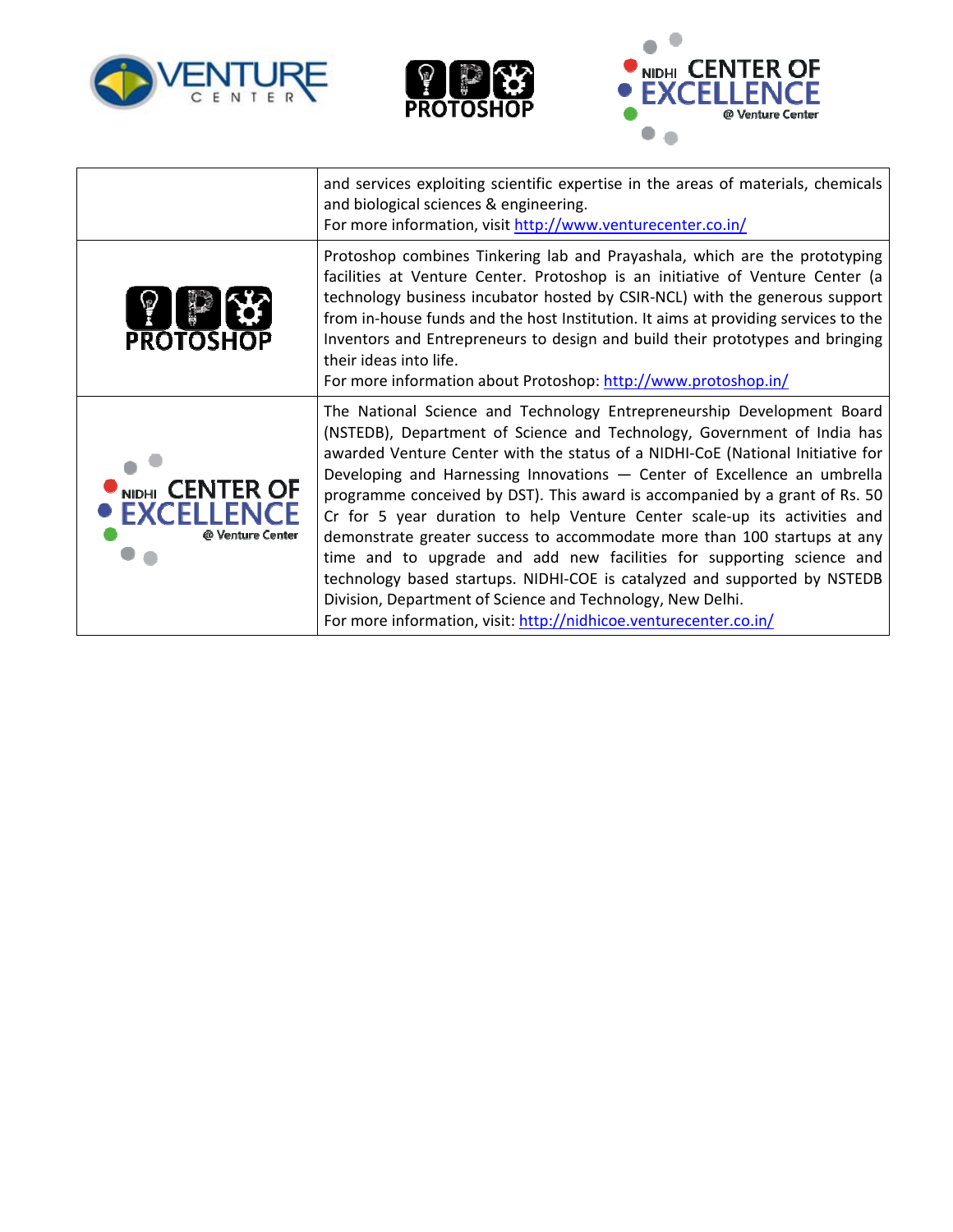| | |
|---|---|
| | and services exploiting scientific expertise in the areas of materials, chemicals and biological sciences & engineering. For more information, visit http://www.venturecenter.co.in/ |
| PROTOSHOP | Protoshop combines Tinkering lab and Prayashala, which are the prototyping facilities at Venture Center. Protoshop is an initiative of Venture Center (a technology business incubator hosted by CSIR-NCL) with the generous support from in-house funds and the host Institution. It aims at providing services to the Inventors and Entrepreneurs to design and build their prototypes and bringing their ideas into life. For more information about Protoshop: http://www.protoshop.in/ |
| NIDHI CENTER OF EXCELLENCE @ Venture Center | The National Science and Technology Entrepreneurship Development Board (NSTEDB), Department of Science and Technology, Government of India has awarded Venture Center with the status of a NIDHI-CoE (National Initiative for Developing and Harnessing Innovations — Center of Excellence an umbrella programme conceived by DST). This award is accompanied by a grant of Rs. 50 Cr for 5 year duration to help Venture Center scale-up its activities and demonstrate greater success to accommodate more than 100 startups at any time and to upgrade and add new facilities for supporting science and technology based startups. NIDHI-COE is catalyzed and supported by NSTEDB Division, Department of Science and Technology, New Delhi. For more information, visit: http://nidhicoe.venturecenter.co.in/ |